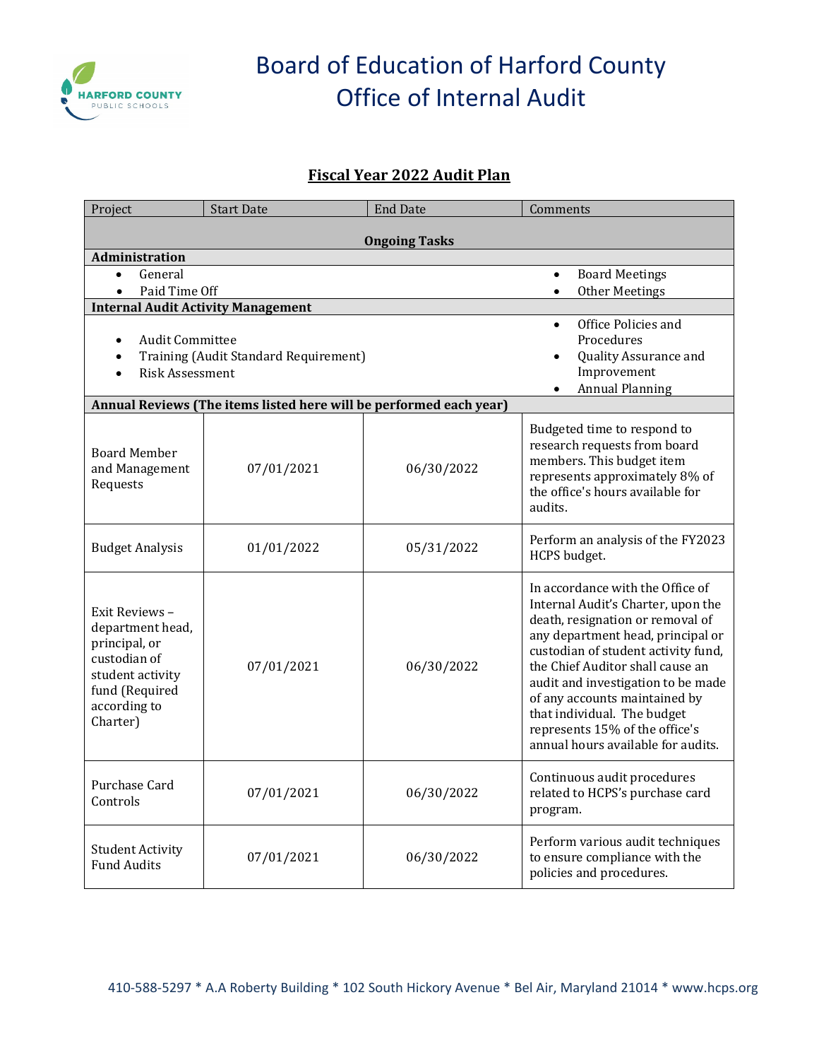# Board of Education of Harford County
# Office of Internal Audit

## Fiscal Year 2022 Audit Plan

| Project | Start Date | End Date | Comments |
|---|---|---|---|
| **Ongoing Tasks** | | | |
| **Administration** | | | |
| • General<br>• Paid Time Off | | | • Board Meetings<br>• Other Meetings |
| **Internal Audit Activity Management** | | | |
| • Audit Committee<br>• Training (Audit Standard Requirement)<br>• Risk Assessment | | | • Office Policies and Procedures<br>• Quality Assurance and Improvement<br>• Annual Planning |
| **Annual Reviews (The items listed here will be performed each year)** | | | |
| Board Member and Management Requests | 07/01/2021 | 06/30/2022 | Budgeted time to respond to research requests from board members. This budget item represents approximately 8% of the office's hours available for audits. |
| Budget Analysis | 01/01/2022 | 05/31/2022 | Perform an analysis of the FY2023 HCPS budget. |
| Exit Reviews – department head, principal, or custodian of student activity fund (Required according to Charter) | 07/01/2021 | 06/30/2022 | In accordance with the Office of Internal Audit's Charter, upon the death, resignation or removal of any department head, principal or custodian of student activity fund, the Chief Auditor shall cause an audit and investigation to be made of any accounts maintained by that individual. The budget represents 15% of the office's annual hours available for audits. |
| Purchase Card Controls | 07/01/2021 | 06/30/2022 | Continuous audit procedures related to HCPS's purchase card program. |
| Student Activity Fund Audits | 07/01/2021 | 06/30/2022 | Perform various audit techniques to ensure compliance with the policies and procedures. |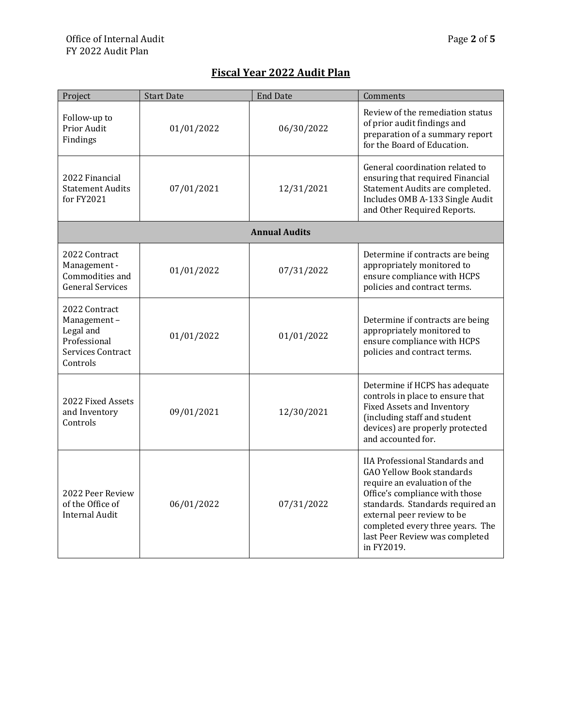## Fiscal Year 2022 Audit Plan

| Project | Start Date | End Date | Comments |
|---|---|---|---|
| Follow-up to Prior Audit Findings | 01/01/2022 | 06/30/2022 | Review of the remediation status of prior audit findings and preparation of a summary report for the Board of Education. |
| 2022 Financial Statement Audits for FY2021 | 07/01/2021 | 12/31/2021 | General coordination related to ensuring that required Financial Statement Audits are completed. Includes OMB A-133 Single Audit and Other Required Reports. |
| **Annual Audits** | | | |
| 2022 Contract Management - Commodities and General Services | 01/01/2022 | 07/31/2022 | Determine if contracts are being appropriately monitored to ensure compliance with HCPS policies and contract terms. |
| 2022 Contract Management – Legal and Professional Services Contract Controls | 01/01/2022 | 01/01/2022 | Determine if contracts are being appropriately monitored to ensure compliance with HCPS policies and contract terms. |
| 2022 Fixed Assets and Inventory Controls | 09/01/2021 | 12/30/2021 | Determine if HCPS has adequate controls in place to ensure that Fixed Assets and Inventory (including staff and student devices) are properly protected and accounted for. |
| 2022 Peer Review of the Office of Internal Audit | 06/01/2022 | 07/31/2022 | IIA Professional Standards and GAO Yellow Book standards require an evaluation of the Office's compliance with those standards. Standards required an external peer review to be completed every three years. The last Peer Review was completed in FY2019. |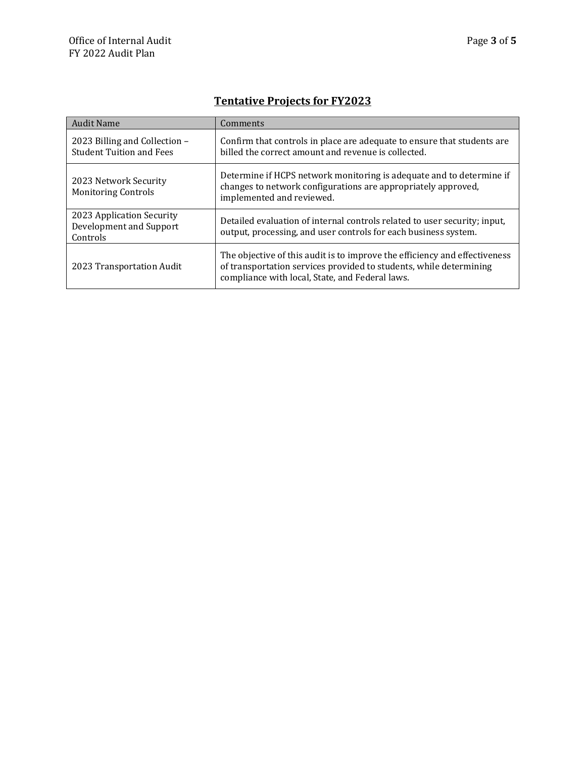## Tentative Projects for FY2023

| Audit Name | Comments |
|---|---|
| 2023 Billing and Collection – Student Tuition and Fees | Confirm that controls in place are adequate to ensure that students are billed the correct amount and revenue is collected. |
| 2023 Network Security Monitoring Controls | Determine if HCPS network monitoring is adequate and to determine if changes to network configurations are appropriately approved, implemented and reviewed. |
| 2023 Application Security Development and Support Controls | Detailed evaluation of internal controls related to user security; input, output, processing, and user controls for each business system. |
| 2023 Transportation Audit | The objective of this audit is to improve the efficiency and effectiveness of transportation services provided to students, while determining compliance with local, State, and Federal laws. |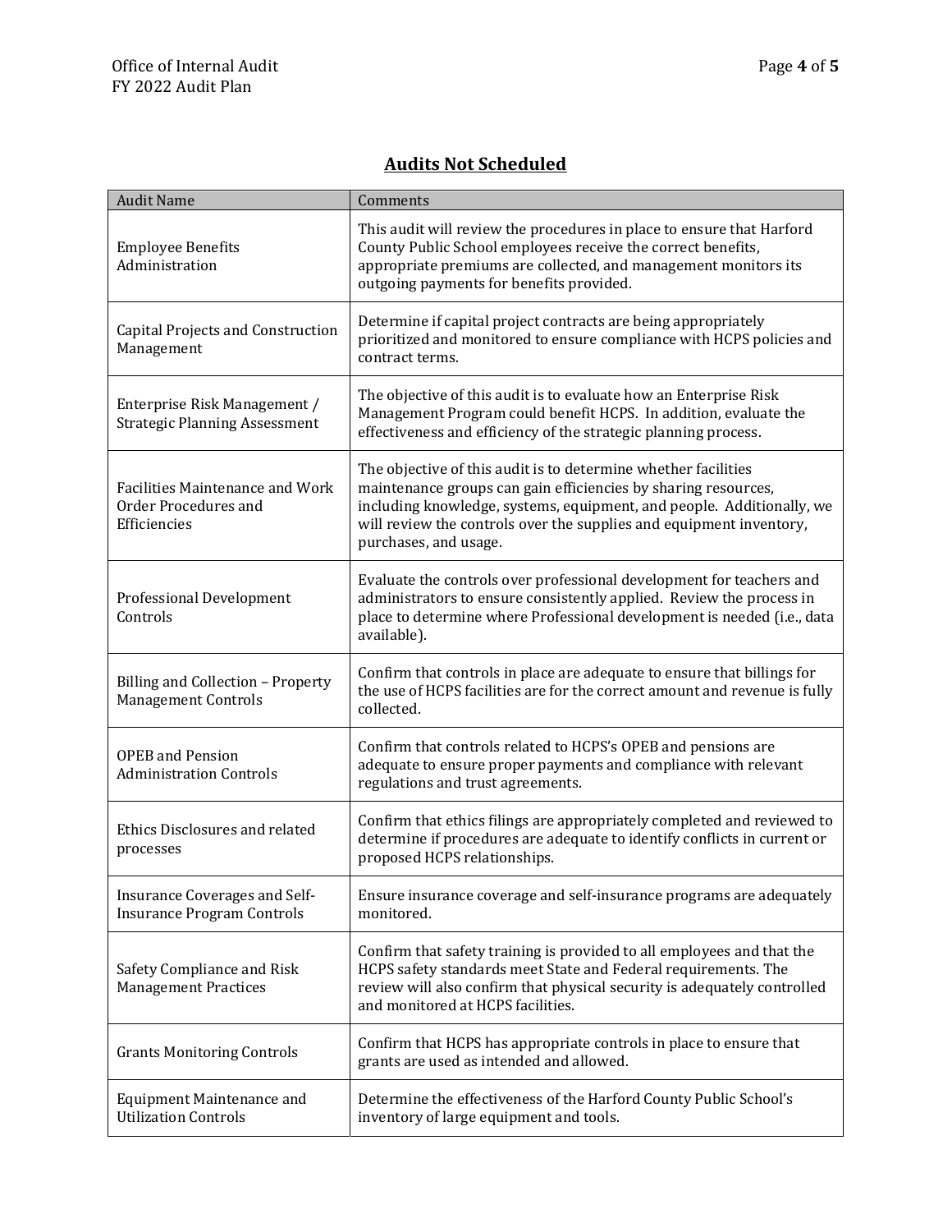## Audits Not Scheduled

| Audit Name | Comments |
|---|---|
| Employee Benefits Administration | This audit will review the procedures in place to ensure that Harford County Public School employees receive the correct benefits, appropriate premiums are collected, and management monitors its outgoing payments for benefits provided. |
| Capital Projects and Construction Management | Determine if capital project contracts are being appropriately prioritized and monitored to ensure compliance with HCPS policies and contract terms. |
| Enterprise Risk Management / Strategic Planning Assessment | The objective of this audit is to evaluate how an Enterprise Risk Management Program could benefit HCPS. In addition, evaluate the effectiveness and efficiency of the strategic planning process. |
| Facilities Maintenance and Work Order Procedures and Efficiencies | The objective of this audit is to determine whether facilities maintenance groups can gain efficiencies by sharing resources, including knowledge, systems, equipment, and people. Additionally, we will review the controls over the supplies and equipment inventory, purchases, and usage. |
| Professional Development Controls | Evaluate the controls over professional development for teachers and administrators to ensure consistently applied. Review the process in place to determine where Professional development is needed (i.e., data available). |
| Billing and Collection – Property Management Controls | Confirm that controls in place are adequate to ensure that billings for the use of HCPS facilities are for the correct amount and revenue is fully collected. |
| OPEB and Pension Administration Controls | Confirm that controls related to HCPS's OPEB and pensions are adequate to ensure proper payments and compliance with relevant regulations and trust agreements. |
| Ethics Disclosures and related processes | Confirm that ethics filings are appropriately completed and reviewed to determine if procedures are adequate to identify conflicts in current or proposed HCPS relationships. |
| Insurance Coverages and Self-Insurance Program Controls | Ensure insurance coverage and self-insurance programs are adequately monitored. |
| Safety Compliance and Risk Management Practices | Confirm that safety training is provided to all employees and that the HCPS safety standards meet State and Federal requirements. The review will also confirm that physical security is adequately controlled and monitored at HCPS facilities. |
| Grants Monitoring Controls | Confirm that HCPS has appropriate controls in place to ensure that grants are used as intended and allowed. |
| Equipment Maintenance and Utilization Controls | Determine the effectiveness of the Harford County Public School's inventory of large equipment and tools. |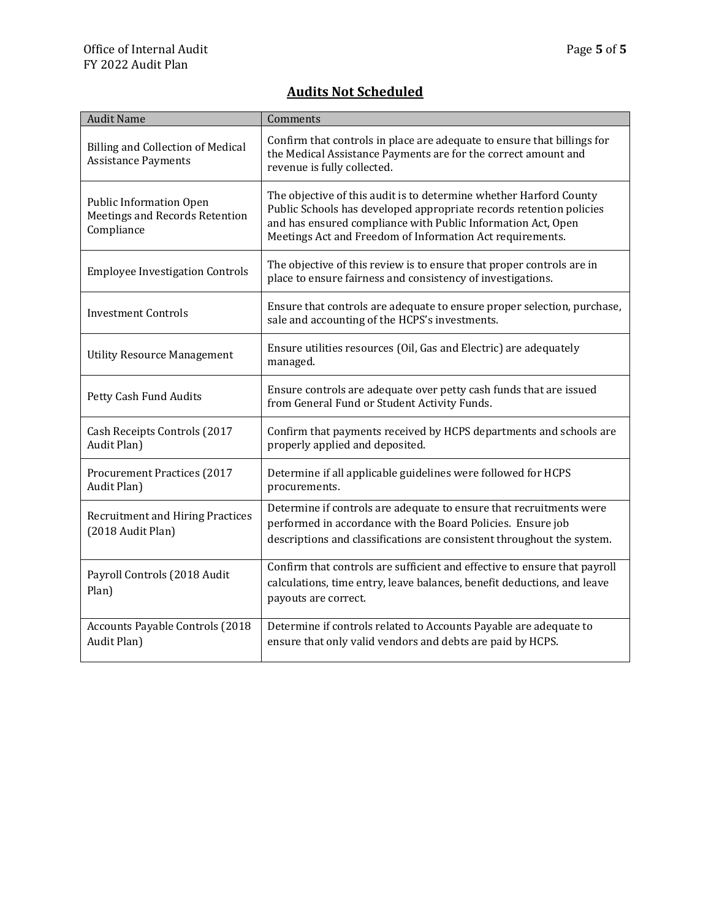## Audits Not Scheduled

| Audit Name | Comments |
| --- | --- |
| Billing and Collection of Medical Assistance Payments | Confirm that controls in place are adequate to ensure that billings for the Medical Assistance Payments are for the correct amount and revenue is fully collected. |
| Public Information Open Meetings and Records Retention Compliance | The objective of this audit is to determine whether Harford County Public Schools has developed appropriate records retention policies and has ensured compliance with Public Information Act, Open Meetings Act and Freedom of Information Act requirements. |
| Employee Investigation Controls | The objective of this review is to ensure that proper controls are in place to ensure fairness and consistency of investigations. |
| Investment Controls | Ensure that controls are adequate to ensure proper selection, purchase, sale and accounting of the HCPS's investments. |
| Utility Resource Management | Ensure utilities resources (Oil, Gas and Electric) are adequately managed. |
| Petty Cash Fund Audits | Ensure controls are adequate over petty cash funds that are issued from General Fund or Student Activity Funds. |
| Cash Receipts Controls (2017 Audit Plan) | Confirm that payments received by HCPS departments and schools are properly applied and deposited. |
| Procurement Practices (2017 Audit Plan) | Determine if all applicable guidelines were followed for HCPS procurements. |
| Recruitment and Hiring Practices (2018 Audit Plan) | Determine if controls are adequate to ensure that recruitments were performed in accordance with the Board Policies. Ensure job descriptions and classifications are consistent throughout the system. |
| Payroll Controls (2018 Audit Plan) | Confirm that controls are sufficient and effective to ensure that payroll calculations, time entry, leave balances, benefit deductions, and leave payouts are correct. |
| Accounts Payable Controls (2018 Audit Plan) | Determine if controls related to Accounts Payable are adequate to ensure that only valid vendors and debts are paid by HCPS. |